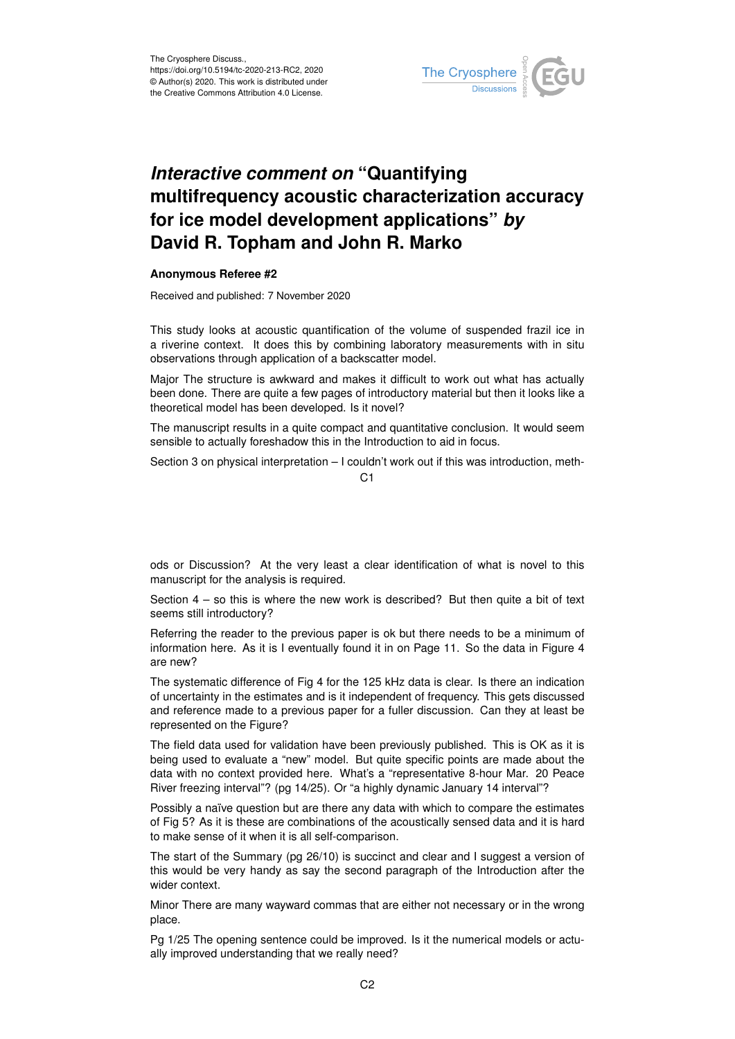# *Interactive comment on* "Quantifying multifrequency acoustic characterization accuracy for ice model development applications" *by* David R. Topham and John R. Marko

**Anonymous Referee #2**

Received and published: 7 November 2020

This study looks at acoustic quantification of the volume of suspended frazil ice in a riverine context. It does this by combining laboratory measurements with in situ observations through application of a backscatter model.

Major The structure is awkward and makes it difficult to work out what has actually been done. There are quite a few pages of introductory material but then it looks like a theoretical model has been developed. Is it novel?

The manuscript results in a quite compact and quantitative conclusion. It would seem sensible to actually foreshadow this in the Introduction to aid in focus.

Section 3 on physical interpretation – I couldn't work out if this was introduction, methods or Discussion? At the very least a clear identification of what is novel to this manuscript for the analysis is required.

Section 4 – so this is where the new work is described? But then quite a bit of text seems still introductory?

Referring the reader to the previous paper is ok but there needs to be a minimum of information here. As it is I eventually found it in on Page 11. So the data in Figure 4 are new?

The systematic difference of Fig 4 for the 125 kHz data is clear. Is there an indication of uncertainty in the estimates and is it independent of frequency. This gets discussed and reference made to a previous paper for a fuller discussion. Can they at least be represented on the Figure?

The field data used for validation have been previously published. This is OK as it is being used to evaluate a "new" model. But quite specific points are made about the data with no context provided here. What's a "representative 8-hour Mar. 20 Peace River freezing interval"? (pg 14/25). Or "a highly dynamic January 14 interval"?

Possibly a naïve question but are there any data with which to compare the estimates of Fig 5? As it is these are combinations of the acoustically sensed data and it is hard to make sense of it when it is all self-comparison.

The start of the Summary (pg 26/10) is succinct and clear and I suggest a version of this would be very handy as say the second paragraph of the Introduction after the wider context.

Minor There are many wayward commas that are either not necessary or in the wrong place.

Pg 1/25 The opening sentence could be improved. Is it the numerical models or actually improved understanding that we really need?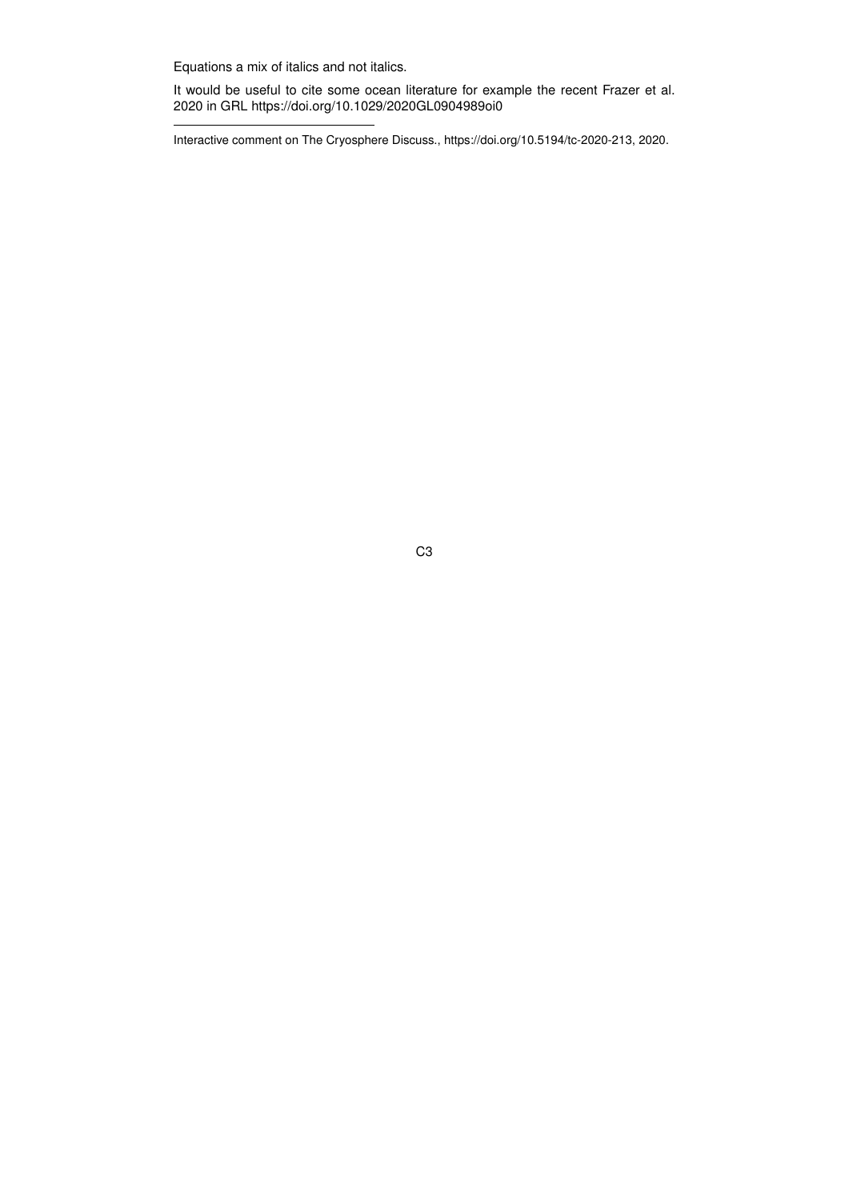Equations a mix of italics and not italics.

It would be useful to cite some ocean literature for example the recent Frazer et al. 2020 in GRL https://doi.org/10.1029/2020GL0904989oi0

---

Interactive comment on The Cryosphere Discuss., https://doi.org/10.5194/tc-2020-213, 2020.